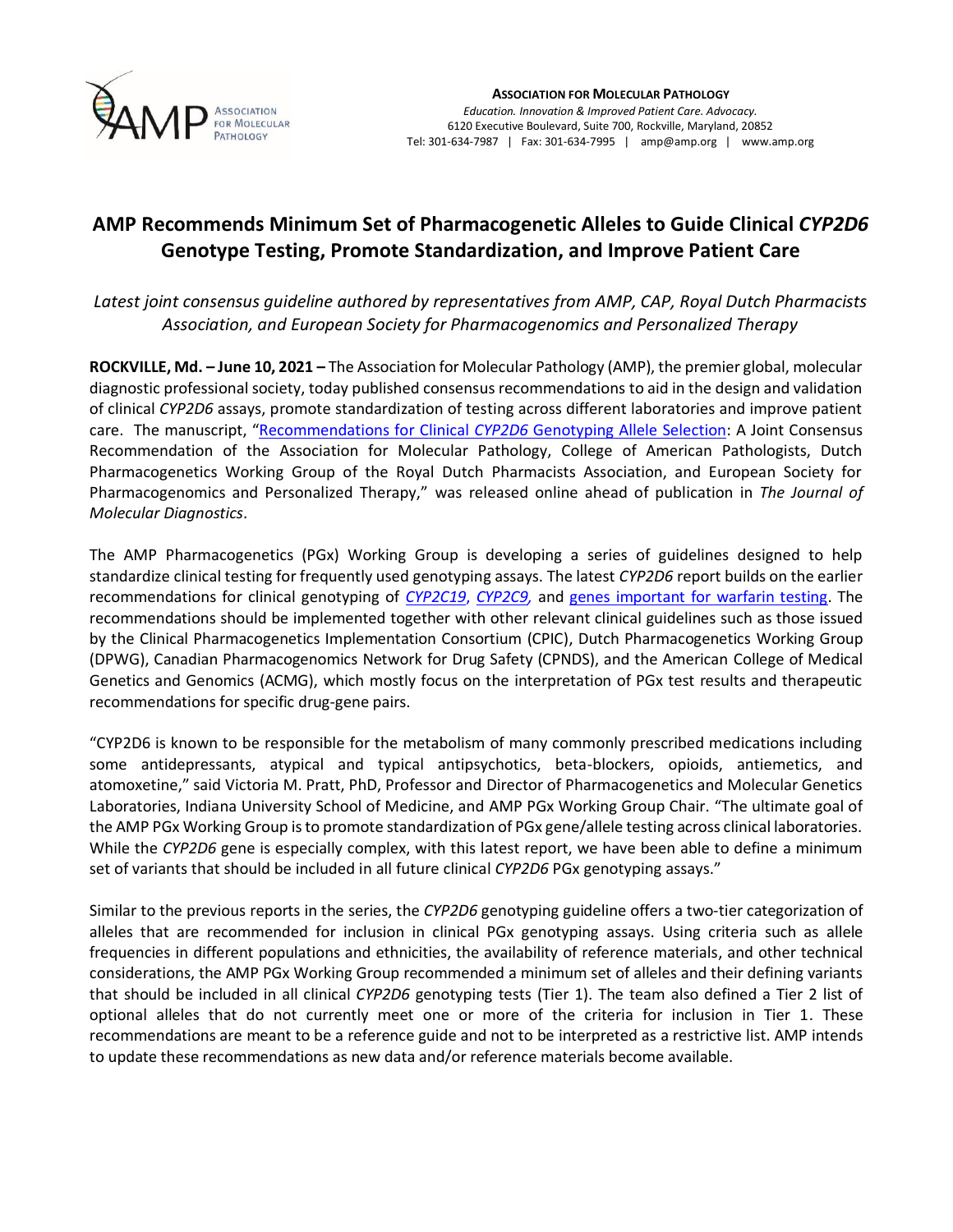**ASSOCIATION FOR MOLECULAR PATHOLOGY**
*Education. Innovation & Improved Patient Care. Advocacy.*
6120 Executive Boulevard, Suite 700, Rockville, Maryland, 20852
Tel: 301-634-7987 | Fax: 301-634-7995 | amp@amp.org | www.amp.org

# AMP Recommends Minimum Set of Pharmacogenetic Alleles to Guide Clinical *CYP2D6* Genotype Testing, Promote Standardization, and Improve Patient Care

*Latest joint consensus guideline authored by representatives from AMP, CAP, Royal Dutch Pharmacists Association, and European Society for Pharmacogenomics and Personalized Therapy*

**ROCKVILLE, Md. – June 10, 2021 –** The Association for Molecular Pathology (AMP), the premier global, molecular diagnostic professional society, today published consensus recommendations to aid in the design and validation of clinical *CYP2D6* assays, promote standardization of testing across different laboratories and improve patient care. The manuscript, "Recommendations for Clinical *CYP2D6* Genotyping Allele Selection: A Joint Consensus Recommendation of the Association for Molecular Pathology, College of American Pathologists, Dutch Pharmacogenetics Working Group of the Royal Dutch Pharmacists Association, and European Society for Pharmacogenomics and Personalized Therapy," was released online ahead of publication in *The Journal of Molecular Diagnostics*.

The AMP Pharmacogenetics (PGx) Working Group is developing a series of guidelines designed to help standardize clinical testing for frequently used genotyping assays. The latest *CYP2D6* report builds on the earlier recommendations for clinical genotyping of *CYP2C19*, *CYP2C9*, and genes important for warfarin testing. The recommendations should be implemented together with other relevant clinical guidelines such as those issued by the Clinical Pharmacogenetics Implementation Consortium (CPIC), Dutch Pharmacogenetics Working Group (DPWG), Canadian Pharmacogenomics Network for Drug Safety (CPNDS), and the American College of Medical Genetics and Genomics (ACMG), which mostly focus on the interpretation of PGx test results and therapeutic recommendations for specific drug-gene pairs.

"CYP2D6 is known to be responsible for the metabolism of many commonly prescribed medications including some antidepressants, atypical and typical antipsychotics, beta-blockers, opioids, antiemetics, and atomoxetine," said Victoria M. Pratt, PhD, Professor and Director of Pharmacogenetics and Molecular Genetics Laboratories, Indiana University School of Medicine, and AMP PGx Working Group Chair. "The ultimate goal of the AMP PGx Working Group is to promote standardization of PGx gene/allele testing across clinical laboratories. While the *CYP2D6* gene is especially complex, with this latest report, we have been able to define a minimum set of variants that should be included in all future clinical *CYP2D6* PGx genotyping assays."

Similar to the previous reports in the series, the *CYP2D6* genotyping guideline offers a two-tier categorization of alleles that are recommended for inclusion in clinical PGx genotyping assays. Using criteria such as allele frequencies in different populations and ethnicities, the availability of reference materials, and other technical considerations, the AMP PGx Working Group recommended a minimum set of alleles and their defining variants that should be included in all clinical *CYP2D6* genotyping tests (Tier 1). The team also defined a Tier 2 list of optional alleles that do not currently meet one or more of the criteria for inclusion in Tier 1. These recommendations are meant to be a reference guide and not to be interpreted as a restrictive list. AMP intends to update these recommendations as new data and/or reference materials become available.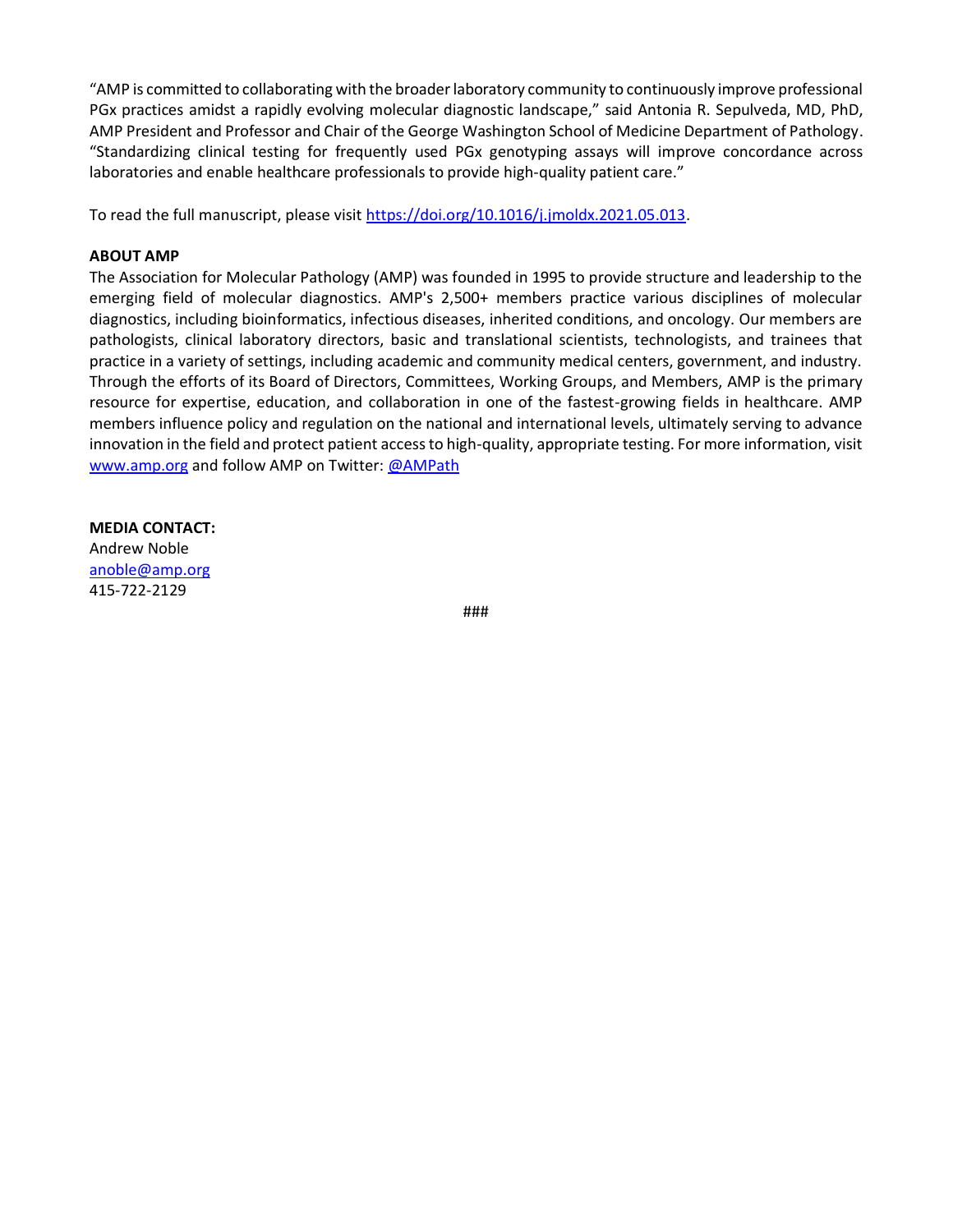"AMP is committed to collaborating with the broader laboratory community to continuously improve professional PGx practices amidst a rapidly evolving molecular diagnostic landscape," said Antonia R. Sepulveda, MD, PhD, AMP President and Professor and Chair of the George Washington School of Medicine Department of Pathology. "Standardizing clinical testing for frequently used PGx genotyping assays will improve concordance across laboratories and enable healthcare professionals to provide high-quality patient care."

To read the full manuscript, please visit [https://doi.org/10.1016/j.jmoldx.2021.05.013](https://doi.org/10.1016/j.jmoldx.2021.05.013).

**ABOUT AMP**

The Association for Molecular Pathology (AMP) was founded in 1995 to provide structure and leadership to the emerging field of molecular diagnostics. AMP's 2,500+ members practice various disciplines of molecular diagnostics, including bioinformatics, infectious diseases, inherited conditions, and oncology. Our members are pathologists, clinical laboratory directors, basic and translational scientists, technologists, and trainees that practice in a variety of settings, including academic and community medical centers, government, and industry. Through the efforts of its Board of Directors, Committees, Working Groups, and Members, AMP is the primary resource for expertise, education, and collaboration in one of the fastest-growing fields in healthcare. AMP members influence policy and regulation on the national and international levels, ultimately serving to advance innovation in the field and protect patient access to high-quality, appropriate testing. For more information, visit [www.amp.org](http://www.amp.org) and follow AMP on Twitter: [@AMPath](https://twitter.com/AMPath)

**MEDIA CONTACT:**
Andrew Noble
[anoble@amp.org](mailto:anoble@amp.org)
415-722-2129

###